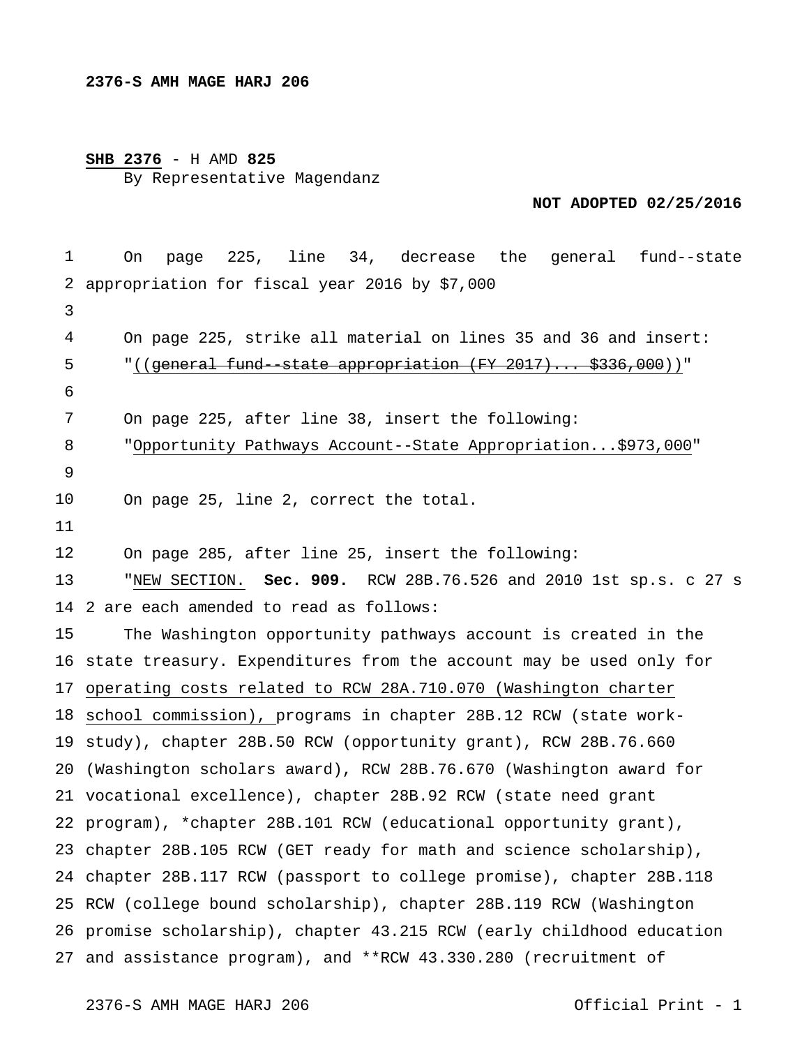2376-S AMH MAGE HARJ 206

**SHB 2376** - H AMD **825**
By Representative Magendanz

**NOT ADOPTED 02/25/2016**

On page 225, line 34, decrease the general fund--state appropriation for fiscal year 2016 by $7,000

On page 225, strike all material on lines 35 and 36 and insert:
"((~~general fund--state appropriation (FY 2017)... $336,000~~))"

On page 225, after line 38, insert the following:
"Opportunity Pathways Account--State Appropriation...$973,000"

On page 25, line 2, correct the total.

On page 285, after line 25, insert the following:
"NEW SECTION. **Sec. 909.** RCW 28B.76.526 and 2010 1st sp.s. c 27 s 2 are each amended to read as follows:

The Washington opportunity pathways account is created in the state treasury. Expenditures from the account may be used only for operating costs related to RCW 28A.710.070 (Washington charter school commission), programs in chapter 28B.12 RCW (state work-study), chapter 28B.50 RCW (opportunity grant), RCW 28B.76.660 (Washington scholars award), RCW 28B.76.670 (Washington award for vocational excellence), chapter 28B.92 RCW (state need grant program), *chapter 28B.101 RCW (educational opportunity grant), chapter 28B.105 RCW (GET ready for math and science scholarship), chapter 28B.117 RCW (passport to college promise), chapter 28B.118 RCW (college bound scholarship), chapter 28B.119 RCW (Washington promise scholarship), chapter 43.215 RCW (early childhood education and assistance program), and **RCW 43.330.280 (recruitment of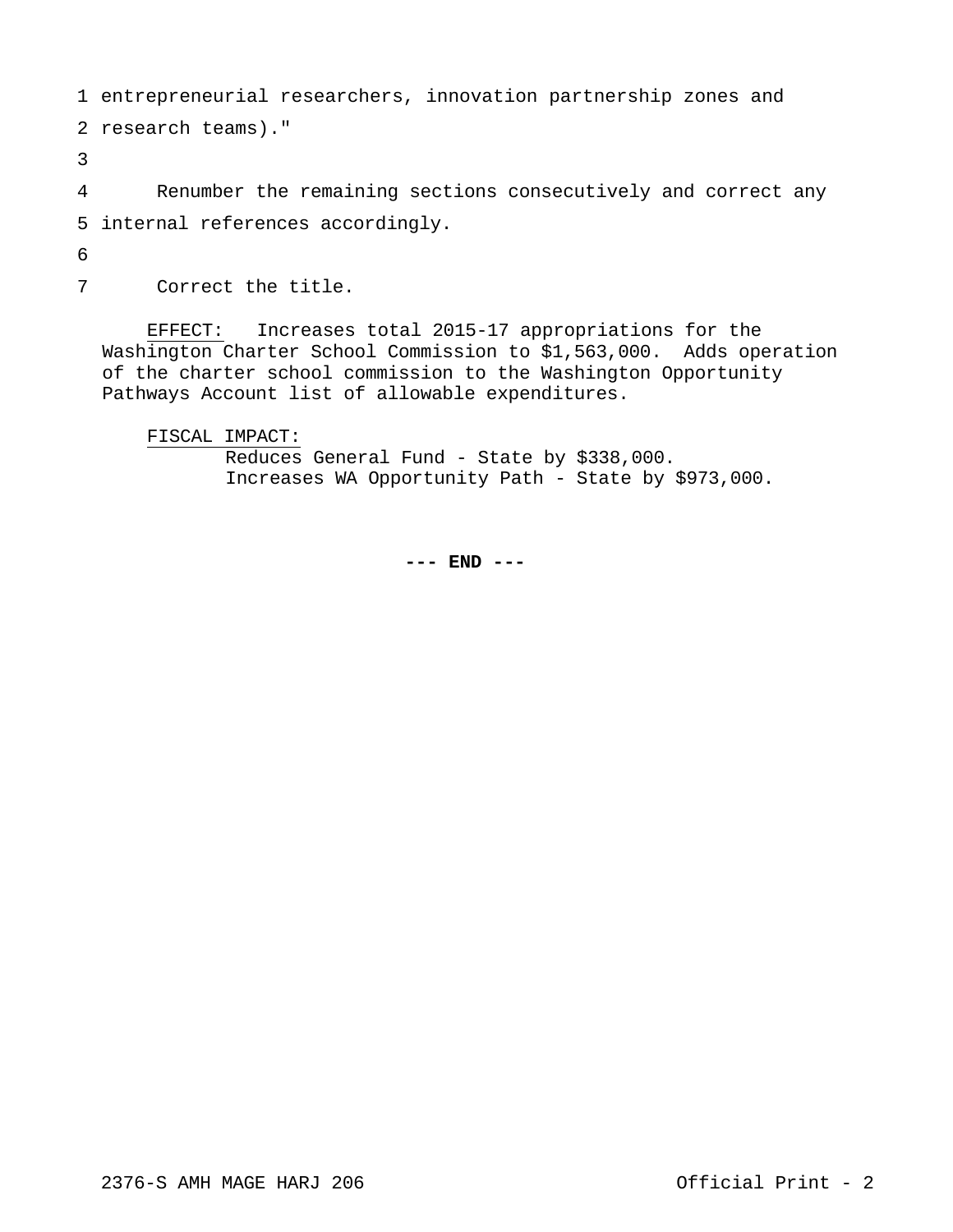entrepreneurial researchers, innovation partnership zones and research teams)."

Renumber the remaining sections consecutively and correct any internal references accordingly.

Correct the title.

EFFECT: Increases total 2015-17 appropriations for the Washington Charter School Commission to $1,563,000. Adds operation of the charter school commission to the Washington Opportunity Pathways Account list of allowable expenditures.

FISCAL IMPACT:
Reduces General Fund - State by $338,000.
Increases WA Opportunity Path - State by $973,000.

**--- END ---**